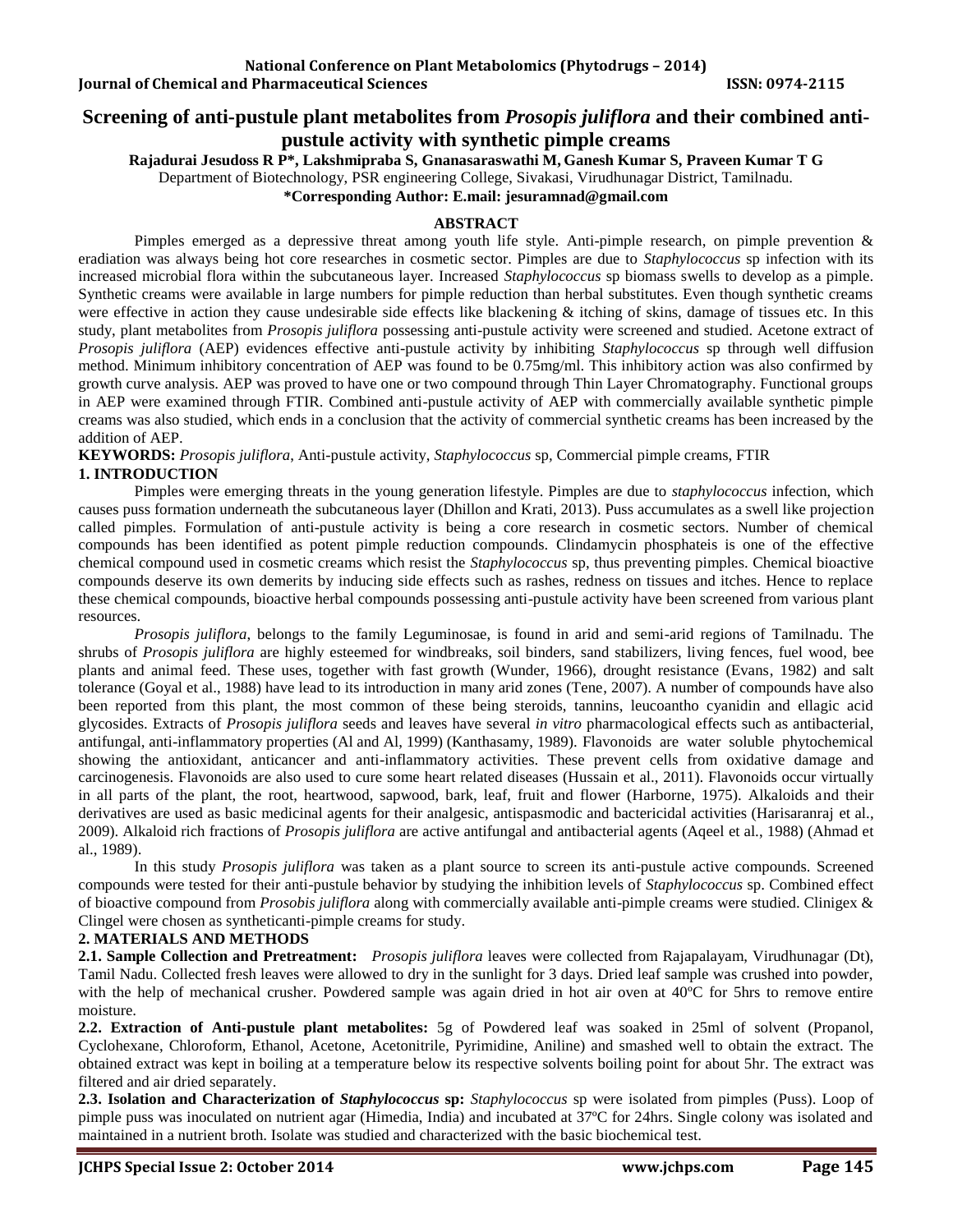# Screening of anti-pustule plant metabolites from *Prosopis juliflora* and their combined anti-pustule activity with synthetic pimple creams

**Rajadurai Jesudoss R P*, Lakshmipraba S, Gnanasaraswathi M, Ganesh Kumar S, Praveen Kumar T G**

Department of Biotechnology, PSR engineering College, Sivakasi, Virudhunagar District, Tamilnadu.

**\*Corresponding Author: E.mail: jesuramnad@gmail.com**

## ABSTRACT

Pimples emerged as a depressive threat among youth life style. Anti-pimple research, on pimple prevention & eradiation was always being hot core researches in cosmetic sector. Pimples are due to *Staphylococcus* sp infection with its increased microbial flora within the subcutaneous layer. Increased *Staphylococcus* sp biomass swells to develop as a pimple. Synthetic creams were available in large numbers for pimple reduction than herbal substitutes. Even though synthetic creams were effective in action they cause undesirable side effects like blackening & itching of skins, damage of tissues etc. In this study, plant metabolites from *Prosopis juliflora* possessing anti-pustule activity were screened and studied. Acetone extract of *Prosopis juliflora* (AEP) evidences effective anti-pustule activity by inhibiting *Staphylococcus* sp through well diffusion method. Minimum inhibitory concentration of AEP was found to be 0.75mg/ml. This inhibitory action was also confirmed by growth curve analysis. AEP was proved to have one or two compound through Thin Layer Chromatography. Functional groups in AEP were examined through FTIR. Combined anti-pustule activity of AEP with commercially available synthetic pimple creams was also studied, which ends in a conclusion that the activity of commercial synthetic creams has been increased by the addition of AEP.

**KEYWORDS:** *Prosopis juliflora*, Anti-pustule activity, *Staphylococcus* sp, Commercial pimple creams, FTIR

## 1. INTRODUCTION

Pimples were emerging threats in the young generation lifestyle. Pimples are due to *staphylococcus* infection, which causes puss formation underneath the subcutaneous layer (Dhillon and Krati, 2013). Puss accumulates as a swell like projection called pimples. Formulation of anti-pustule activity is being a core research in cosmetic sectors. Number of chemical compounds has been identified as potent pimple reduction compounds. Clindamycin phosphateis is one of the effective chemical compound used in cosmetic creams which resist the *Staphylococcus* sp, thus preventing pimples. Chemical bioactive compounds deserve its own demerits by inducing side effects such as rashes, redness on tissues and itches. Hence to replace these chemical compounds, bioactive herbal compounds possessing anti-pustule activity have been screened from various plant resources.

*Prosopis juliflora*, belongs to the family Leguminosae, is found in arid and semi-arid regions of Tamilnadu. The shrubs of *Prosopis juliflora* are highly esteemed for windbreaks, soil binders, sand stabilizers, living fences, fuel wood, bee plants and animal feed. These uses, together with fast growth (Wunder, 1966), drought resistance (Evans, 1982) and salt tolerance (Goyal et al., 1988) have lead to its introduction in many arid zones (Tene, 2007). A number of compounds have also been reported from this plant, the most common of these being steroids, tannins, leucoantho cyanidin and ellagic acid glycosides. Extracts of *Prosopis juliflora* seeds and leaves have several *in vitro* pharmacological effects such as antibacterial, antifungal, anti-inflammatory properties (Al and Al, 1999) (Kanthasamy, 1989). Flavonoids are water soluble phytochemical showing the antioxidant, anticancer and anti-inflammatory activities. These prevent cells from oxidative damage and carcinogenesis. Flavonoids are also used to cure some heart related diseases (Hussain et al., 2011). Flavonoids occur virtually in all parts of the plant, the root, heartwood, sapwood, bark, leaf, fruit and flower (Harborne, 1975). Alkaloids and their derivatives are used as basic medicinal agents for their analgesic, antispasmodic and bactericidal activities (Harisaranraj et al., 2009). Alkaloid rich fractions of *Prosopis juliflora* are active antifungal and antibacterial agents (Aqeel et al., 1988) (Ahmad et al., 1989).

In this study *Prosopis juliflora* was taken as a plant source to screen its anti-pustule active compounds. Screened compounds were tested for their anti-pustule behavior by studying the inhibition levels of *Staphylococcus* sp. Combined effect of bioactive compound from *Prosobis juliflora* along with commercially available anti-pimple creams were studied. Clinigex & Clingel were chosen as syntheticanti-pimple creams for study.

## 2. MATERIALS AND METHODS

**2.1. Sample Collection and Pretreatment:** *Prosopis juliflora* leaves were collected from Rajapalayam, Virudhunagar (Dt), Tamil Nadu. Collected fresh leaves were allowed to dry in the sunlight for 3 days. Dried leaf sample was crushed into powder, with the help of mechanical crusher. Powdered sample was again dried in hot air oven at 40ºC for 5hrs to remove entire moisture.

**2.2. Extraction of Anti-pustule plant metabolites:** 5g of Powdered leaf was soaked in 25ml of solvent (Propanol, Cyclohexane, Chloroform, Ethanol, Acetone, Acetonitrile, Pyrimidine, Aniline) and smashed well to obtain the extract. The obtained extract was kept in boiling at a temperature below its respective solvents boiling point for about 5hr. The extract was filtered and air dried separately.

**2.3. Isolation and Characterization of *Staphylococcus* sp:** *Staphylococcus* sp were isolated from pimples (Puss). Loop of pimple puss was inoculated on nutrient agar (Himedia, India) and incubated at 37ºC for 24hrs. Single colony was isolated and maintained in a nutrient broth. Isolate was studied and characterized with the basic biochemical test.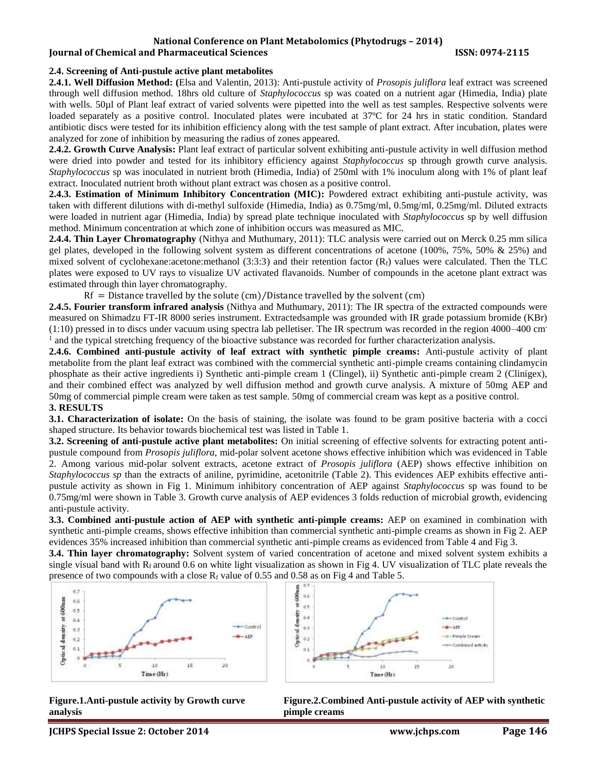### 2.4. Screening of Anti-pustule active plant metabolites

**2.4.1. Well Diffusion Method: (**Elsa and Valentin, 2013): Anti-pustule activity of *Prosopis juliflora* leaf extract was screened through well diffusion method. 18hrs old culture of *Staphylococcus* sp was coated on a nutrient agar (Himedia, India) plate with wells. 50µl of Plant leaf extract of varied solvents were pipetted into the well as test samples. Respective solvents were loaded separately as a positive control. Inoculated plates were incubated at 37ºC for 24 hrs in static condition. Standard antibiotic discs were tested for its inhibition efficiency along with the test sample of plant extract. After incubation, plates were analyzed for zone of inhibition by measuring the radius of zones appeared.

**2.4.2. Growth Curve Analysis:** Plant leaf extract of particular solvent exhibiting anti-pustule activity in well diffusion method were dried into powder and tested for its inhibitory efficiency against *Staphylococcus* sp through growth curve analysis. *Staphylococcus* sp was inoculated in nutrient broth (Himedia, India) of 250ml with 1% inoculum along with 1% of plant leaf extract. Inoculated nutrient broth without plant extract was chosen as a positive control.

**2.4.3. Estimation of Minimum Inhibitory Concentration (MIC):** Powdered extract exhibiting anti-pustule activity, was taken with different dilutions with di-methyl sulfoxide (Himedia, India) as 0.75mg/ml, 0.5mg/ml, 0.25mg/ml. Diluted extracts were loaded in nutrient agar (Himedia, India) by spread plate technique inoculated with *Staphylococcus* sp by well diffusion method. Minimum concentration at which zone of inhibition occurs was measured as MIC.

**2.4.4. Thin Layer Chromatography** (Nithya and Muthumary, 2011): TLC analysis were carried out on Merck 0.25 mm silica gel plates, developed in the following solvent system as different concentrations of acetone (100%, 75%, 50% & 25%) and mixed solvent of cyclohexane:acetone:methanol (3:3:3) and their retention factor ($R_f$) values were calculated. Then the TLC plates were exposed to UV rays to visualize UV activated flavanoids. Number of compounds in the acetone plant extract was estimated through thin layer chromatography.

$$\mathrm{Rf} = \text{Distance travelled by the solute (cm)}/\text{Distance travelled by the solvent (cm)}$$

**2.4.5. Fourier transform infrared analysis** (Nithya and Muthumary, 2011): The IR spectra of the extracted compounds were measured on Shimadzu FT-IR 8000 series instrument. Extractedsample was grounded with IR grade potassium bromide (KBr) (1:10) pressed in to discs under vacuum using spectra lab pelletiser. The IR spectrum was recorded in the region 4000–400 $cm^{-1}$ and the typical stretching frequency of the bioactive substance was recorded for further characterization analysis.

**2.4.6. Combined anti-pustule activity of leaf extract with synthetic pimple creams:** Anti-pustule activity of plant metabolite from the plant leaf extract was combined with the commercial synthetic anti-pimple creams containing clindamycin phosphate as their active ingredients i) Synthetic anti-pimple cream 1 (Clingel), ii) Synthetic anti-pimple cream 2 (Clinigex), and their combined effect was analyzed by well diffusion method and growth curve analysis. A mixture of 50mg AEP and 50mg of commercial pimple cream were taken as test sample. 50mg of commercial cream was kept as a positive control.

## 3. RESULTS

**3.1. Characterization of isolate:** On the basis of staining, the isolate was found to be gram positive bacteria with a cocci shaped structure. Its behavior towards biochemical test was listed in Table 1.

**3.2. Screening of anti-pustule active plant metabolites:** On initial screening of effective solvents for extracting potent anti-pustule compound from *Prosopis juliflora*, mid-polar solvent acetone shows effective inhibition which was evidenced in Table 2. Among various mid-polar solvent extracts, acetone extract of *Prosopis juliflora* (AEP) shows effective inhibition on *Staphylococcus sp* than the extracts of aniline, pyrimidine, acetonitrile (Table 2). This evidences AEP exhibits effective anti-pustule activity as shown in Fig 1. Minimum inhibitory concentration of AEP against *Staphylococcus* sp was found to be 0.75mg/ml were shown in Table 3. Growth curve analysis of AEP evidences 3 folds reduction of microbial growth, evidencing anti-pustule activity.

**3.3. Combined anti-pustule action of AEP with synthetic anti-pimple creams:** AEP on examined in combination with synthetic anti-pimple creams, shows effective inhibition than commercial synthetic anti-pimple creams as shown in Fig 2. AEP evidences 35% increased inhibition than commercial synthetic anti-pimple creams as evidenced from Table 4 and Fig 3.

**3.4. Thin layer chromatography:** Solvent system of varied concentration of acetone and mixed solvent system exhibits a single visual band with $R_f$ around 0.6 on white light visualization as shown in Fig 4. UV visualization of TLC plate reveals the presence of two compounds with a close $R_f$ value of 0.55 and 0.58 as on Fig 4 and Table 5.

**Figure.1.Anti-pustule activity by Growth curve analysis**

**Figure.2.Combined Anti-pustule activity of AEP with synthetic pimple creams**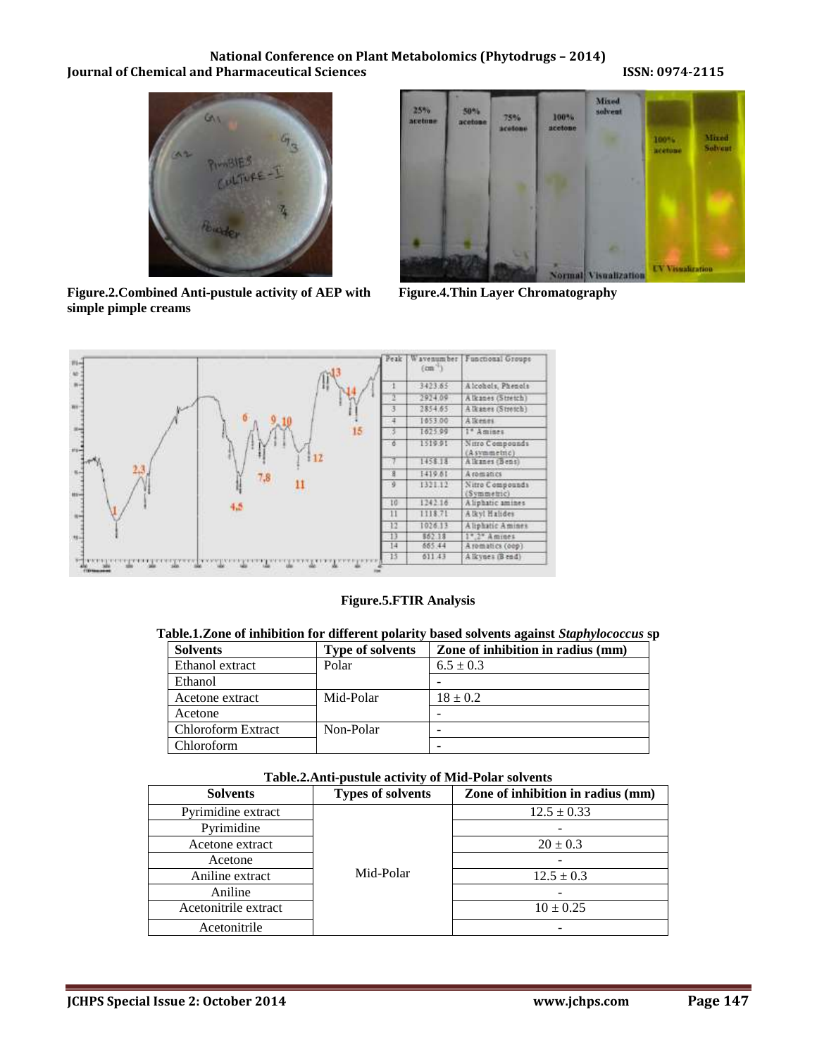Figure.2.Combined Anti-pustule activity of AEP with simple pimple creams

Figure.4.Thin Layer Chromatography

| Peak | Wavenumber ($cm^{-1}$) | Functional Groups |
|---|---|---|
| 1 | 3423.65 | Alcohols, Phenols |
| 2 | 2924.09 | Alkanes (Stretch) |
| 3 | 2854.65 | Alkanes (Stretch) |
| 4 | 1653.00 | Alkenes |
| 5 | 1625.99 | 1° Amines |
| 6 | 1519.91 | Nitro Compounds (Asymmetric) |
| 7 | 1458.18 | Alkanes (Bens) |
| 8 | 1419.61 | Aromatics |
| 9 | 1321.12 | Nitro Compounds (Symmetric) |
| 10 | 1242.16 | Aliphatic amines |
| 11 | 1118.71 | Alkyl Halides |
| 12 | 1026.13 | Aliphatic Amines |
| 13 | 862.18 | 1°,2° Amines |
| 14 | 665.44 | Aromatics (oop) |
| 15 | 611.43 | Alkynes (Bend) |

Figure.5.FTIR Analysis

Table.1.Zone of inhibition for different polarity based solvents against *Staphylococcus* sp

| Solvents | Type of solvents | Zone of inhibition in radius (mm) |
|---|---|---|
| Ethanol extract | Polar | 6.5 ± 0.3 |
| Ethanol | | - |
| Acetone extract | Mid-Polar | 18 ± 0.2 |
| Acetone | | - |
| Chloroform Extract | Non-Polar | - |
| Chloroform | | - |

Table.2.Anti-pustule activity of Mid-Polar solvents

| Solvents | Types of solvents | Zone of inhibition in radius (mm) |
|---|---|---|
| Pyrimidine extract | Mid-Polar | 12.5 ± 0.33 |
| Pyrimidine | | - |
| Acetone extract | | 20 ± 0.3 |
| Acetone | | - |
| Aniline extract | | 12.5 ± 0.3 |
| Aniline | | - |
| Acetonitrile extract | | 10 ± 0.25 |
| Acetonitrile | | - |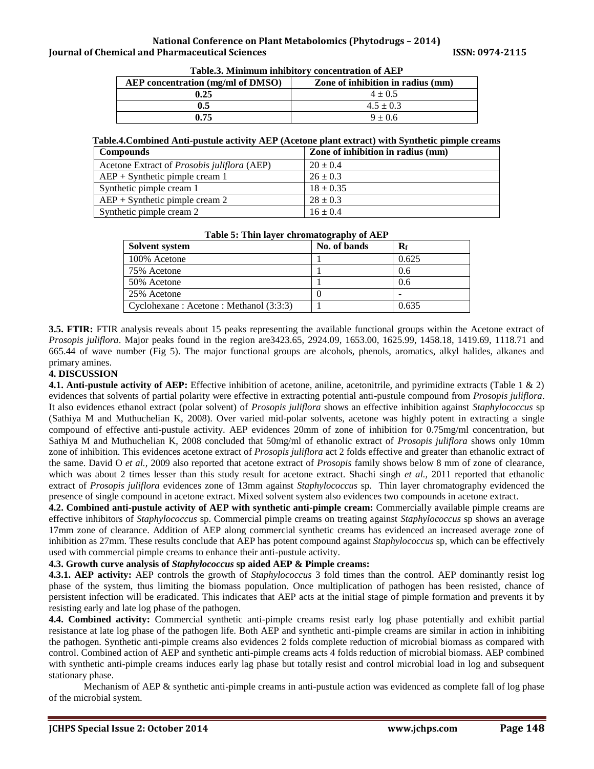**Table.3. Minimum inhibitory concentration of AEP**

| AEP concentration (mg/ml of DMSO) | Zone of inhibition in radius (mm) |
|---|---|
| 0.25 | 4 ± 0.5 |
| 0.5 | 4.5 ± 0.3 |
| 0.75 | 9 ± 0.6 |

**Table.4.Combined Anti-pustule activity AEP (Acetone plant extract) with Synthetic pimple creams**

| Compounds | Zone of inhibition in radius (mm) |
|---|---|
| Acetone Extract of *Prosobis juliflora* (AEP) | 20 ± 0.4 |
| AEP + Synthetic pimple cream 1 | 26 ± 0.3 |
| Synthetic pimple cream 1 | 18 ± 0.35 |
| AEP + Synthetic pimple cream 2 | 28 ± 0.3 |
| Synthetic pimple cream 2 | 16 ± 0.4 |

**Table 5: Thin layer chromatography of AEP**

| Solvent system | No. of bands | $R_f$ |
|---|---|---|
| 100% Acetone | 1 | 0.625 |
| 75% Acetone | 1 | 0.6 |
| 50% Acetone | 1 | 0.6 |
| 25% Acetone | 0 | - |
| Cyclohexane : Acetone : Methanol (3:3:3) | 1 | 0.635 |

**3.5. FTIR:** FTIR analysis reveals about 15 peaks representing the available functional groups within the Acetone extract of *Prosopis juliflora*. Major peaks found in the region are3423.65, 2924.09, 1653.00, 1625.99, 1458.18, 1419.69, 1118.71 and 665.44 of wave number (Fig 5). The major functional groups are alcohols, phenols, aromatics, alkyl halides, alkanes and primary amines.

## 4. DISCUSSION

**4.1. Anti-pustule activity of AEP:** Effective inhibition of acetone, aniline, acetonitrile, and pyrimidine extracts (Table 1 & 2) evidences that solvents of partial polarity were effective in extracting potential anti-pustule compound from *Prosopis juliflora*. It also evidences ethanol extract (polar solvent) of *Prosopis juliflora* shows an effective inhibition against *Staphylococcus* sp (Sathiya M and Muthuchelian K, 2008). Over varied mid-polar solvents, acetone was highly potent in extracting a single compound of effective anti-pustule activity. AEP evidences 20mm of zone of inhibition for 0.75mg/ml concentration, but Sathiya M and Muthuchelian K, 2008 concluded that 50mg/ml of ethanolic extract of *Prosopis juliflora* shows only 10mm zone of inhibition. This evidences acetone extract of *Prosopis juliflora* act 2 folds effective and greater than ethanolic extract of the same. David O *et al.,* 2009 also reported that acetone extract of *Prosopis* family shows below 8 mm of zone of clearance, which was about 2 times lesser than this study result for acetone extract. Shachi singh *et al.,* 2011 reported that ethanolic extract of *Prosopis juliflora* evidences zone of 13mm against *Staphylococcus* sp. Thin layer chromatography evidenced the presence of single compound in acetone extract. Mixed solvent system also evidences two compounds in acetone extract.

**4.2. Combined anti-pustule activity of AEP with synthetic anti-pimple cream:** Commercially available pimple creams are effective inhibitors of *Staphylococcus* sp. Commercial pimple creams on treating against *Staphylococcus* sp shows an average 17mm zone of clearance. Addition of AEP along commercial synthetic creams has evidenced an increased average zone of inhibition as 27mm. These results conclude that AEP has potent compound against *Staphylococcus* sp, which can be effectively used with commercial pimple creams to enhance their anti-pustule activity.

**4.3. Growth curve analysis of *Staphylococcus* sp aided AEP & Pimple creams:**

**4.3.1. AEP activity:** AEP controls the growth of *Staphylococcus* 3 fold times than the control. AEP dominantly resist log phase of the system, thus limiting the biomass population. Once multiplication of pathogen has been resisted, chance of persistent infection will be eradicated. This indicates that AEP acts at the initial stage of pimple formation and prevents it by resisting early and late log phase of the pathogen.

**4.4. Combined activity:** Commercial synthetic anti-pimple creams resist early log phase potentially and exhibit partial resistance at late log phase of the pathogen life. Both AEP and synthetic anti-pimple creams are similar in action in inhibiting the pathogen. Synthetic anti-pimple creams also evidences 2 folds complete reduction of microbial biomass as compared with control. Combined action of AEP and synthetic anti-pimple creams acts 4 folds reduction of microbial biomass. AEP combined with synthetic anti-pimple creams induces early lag phase but totally resist and control microbial load in log and subsequent stationary phase.

Mechanism of AEP & synthetic anti-pimple creams in anti-pustule action was evidenced as complete fall of log phase of the microbial system.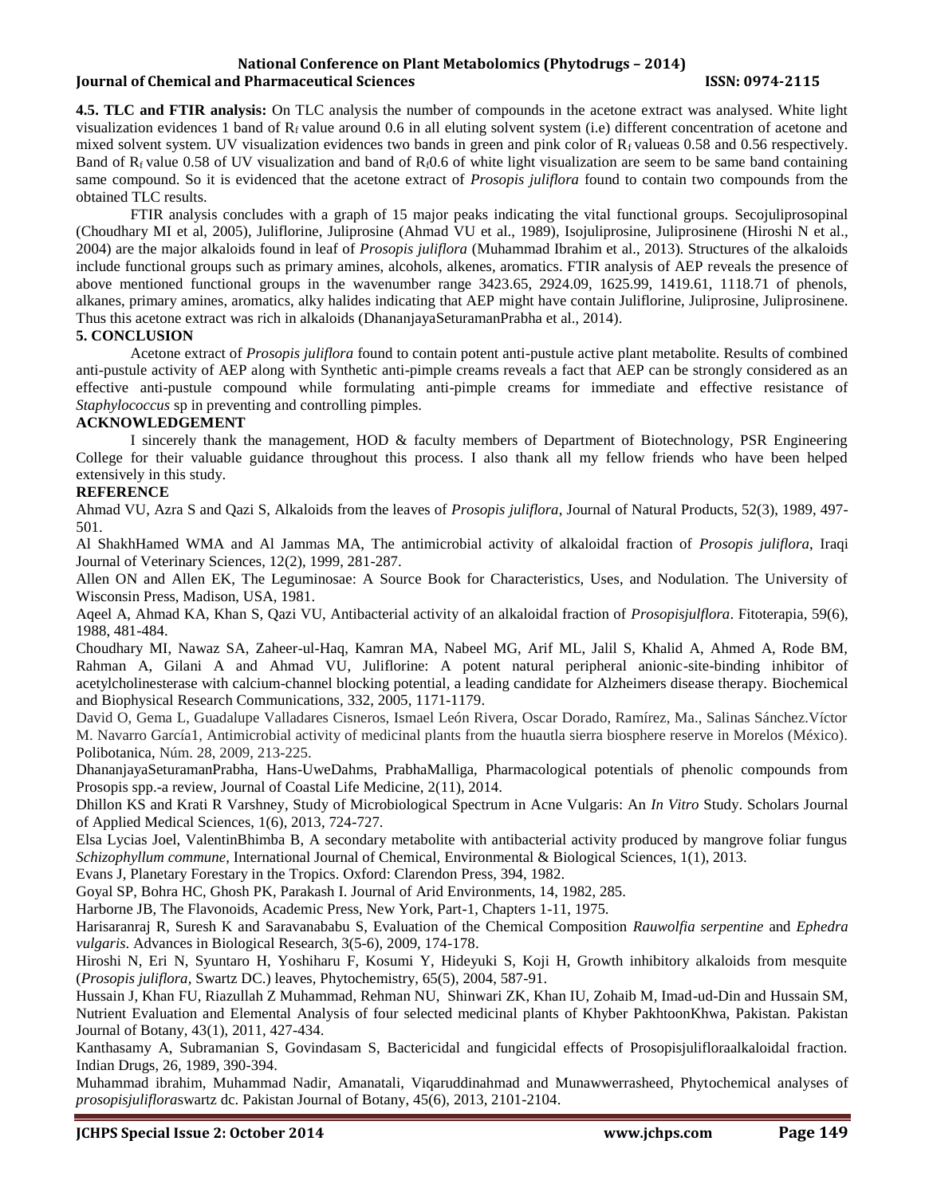**4.5. TLC and FTIR analysis:** On TLC analysis the number of compounds in the acetone extract was analysed. White light visualization evidences 1 band of $R_f$ value around 0.6 in all eluting solvent system (i.e) different concentration of acetone and mixed solvent system. UV visualization evidences two bands in green and pink color of $R_f$ valueas 0.58 and 0.56 respectively. Band of $R_f$ value 0.58 of UV visualization and band of $R_f$0.6 of white light visualization are seem to be same band containing same compound. So it is evidenced that the acetone extract of *Prosopis juliflora* found to contain two compounds from the obtained TLC results.

FTIR analysis concludes with a graph of 15 major peaks indicating the vital functional groups. Secojuliprosopinal (Choudhary MI et al, 2005), Juliflorine, Juliprosine (Ahmad VU et al., 1989), Isojuliprosine, Juliprosinene (Hiroshi N et al., 2004) are the major alkaloids found in leaf of *Prosopis juliflora* (Muhammad Ibrahim et al., 2013). Structures of the alkaloids include functional groups such as primary amines, alcohols, alkenes, aromatics. FTIR analysis of AEP reveals the presence of above mentioned functional groups in the wavenumber range 3423.65, 2924.09, 1625.99, 1419.61, 1118.71 of phenols, alkanes, primary amines, aromatics, alky halides indicating that AEP might have contain Juliflorine, Juliprosine, Juliprosinene. Thus this acetone extract was rich in alkaloids (DhananjayaSeturamanPrabha et al., 2014).

## 5. CONCLUSION

Acetone extract of *Prosopis juliflora* found to contain potent anti-pustule active plant metabolite. Results of combined anti-pustule activity of AEP along with Synthetic anti-pimple creams reveals a fact that AEP can be strongly considered as an effective anti-pustule compound while formulating anti-pimple creams for immediate and effective resistance of *Staphylococcus* sp in preventing and controlling pimples.

## ACKNOWLEDGEMENT

I sincerely thank the management, HOD & faculty members of Department of Biotechnology, PSR Engineering College for their valuable guidance throughout this process. I also thank all my fellow friends who have been helped extensively in this study.

## REFERENCE

Ahmad VU, Azra S and Qazi S, Alkaloids from the leaves of *Prosopis juliflora*, Journal of Natural Products, 52(3), 1989, 497-501.

Al ShakhHamed WMA and Al Jammas MA, The antimicrobial activity of alkaloidal fraction of *Prosopis juliflora*, Iraqi Journal of Veterinary Sciences, 12(2), 1999, 281-287.

Allen ON and Allen EK, The Leguminosae: A Source Book for Characteristics, Uses, and Nodulation. The University of Wisconsin Press, Madison, USA, 1981.

Aqeel A, Ahmad KA, Khan S, Qazi VU, Antibacterial activity of an alkaloidal fraction of *Prosopisjulflora*. Fitoterapia, 59(6), 1988, 481-484.

Choudhary MI, Nawaz SA, Zaheer-ul-Haq, Kamran MA, Nabeel MG, Arif ML, Jalil S, Khalid A, Ahmed A, Rode BM, Rahman A, Gilani A and Ahmad VU, Juliflorine: A potent natural peripheral anionic-site-binding inhibitor of acetylcholinesterase with calcium-channel blocking potential, a leading candidate for Alzheimers disease therapy. Biochemical and Biophysical Research Communications, 332, 2005, 1171-1179.

David O, Gema L, Guadalupe Valladares Cisneros, Ismael León Rivera, Oscar Dorado, Ramírez, Ma., Salinas Sánchez.Víctor M. Navarro García1, Antimicrobial activity of medicinal plants from the huautla sierra biosphere reserve in Morelos (México). Polibotanica, Núm. 28, 2009, 213-225.

DhananjayaSeturamanPrabha, Hans-UweDahms, PrabhaMalliga, Pharmacological potentials of phenolic compounds from Prosopis spp.-a review, Journal of Coastal Life Medicine, 2(11), 2014.

Dhillon KS and Krati R Varshney, Study of Microbiological Spectrum in Acne Vulgaris: An *In Vitro* Study. Scholars Journal of Applied Medical Sciences, 1(6), 2013, 724-727.

Elsa Lycias Joel, ValentinBhimba B, A secondary metabolite with antibacterial activity produced by mangrove foliar fungus *Schizophyllum commune*, International Journal of Chemical, Environmental & Biological Sciences, 1(1), 2013.

Evans J, Planetary Forestary in the Tropics. Oxford: Clarendon Press, 394, 1982.

Goyal SP, Bohra HC, Ghosh PK, Parakash I. Journal of Arid Environments, 14, 1982, 285.

Harborne JB, The Flavonoids, Academic Press, New York, Part-1, Chapters 1-11, 1975.

Harisaranraj R, Suresh K and Saravanababu S, Evaluation of the Chemical Composition *Rauwolfia serpentine* and *Ephedra vulgaris*. Advances in Biological Research, 3(5-6), 2009, 174-178.

Hiroshi N, Eri N, Syuntaro H, Yoshiharu F, Kosumi Y, Hideyuki S, Koji H, Growth inhibitory alkaloids from mesquite (*Prosopis juliflora*, Swartz DC.) leaves, Phytochemistry, 65(5), 2004, 587-91.

Hussain J, Khan FU, Riazullah Z Muhammad, Rehman NU, Shinwari ZK, Khan IU, Zohaib M, Imad-ud-Din and Hussain SM, Nutrient Evaluation and Elemental Analysis of four selected medicinal plants of Khyber PakhtoonKhwa, Pakistan. Pakistan Journal of Botany, 43(1), 2011, 427-434.

Kanthasamy A, Subramanian S, Govindasam S, Bactericidal and fungicidal effects of Prosopisjulifloraalkaloidal fraction. Indian Drugs, 26, 1989, 390-394.

Muhammad ibrahim, Muhammad Nadir, Amanatali, Viqaruddinahmad and Munawwerrasheed, Phytochemical analyses of *prosopisjuliflora*swartz dc. Pakistan Journal of Botany, 45(6), 2013, 2101-2104.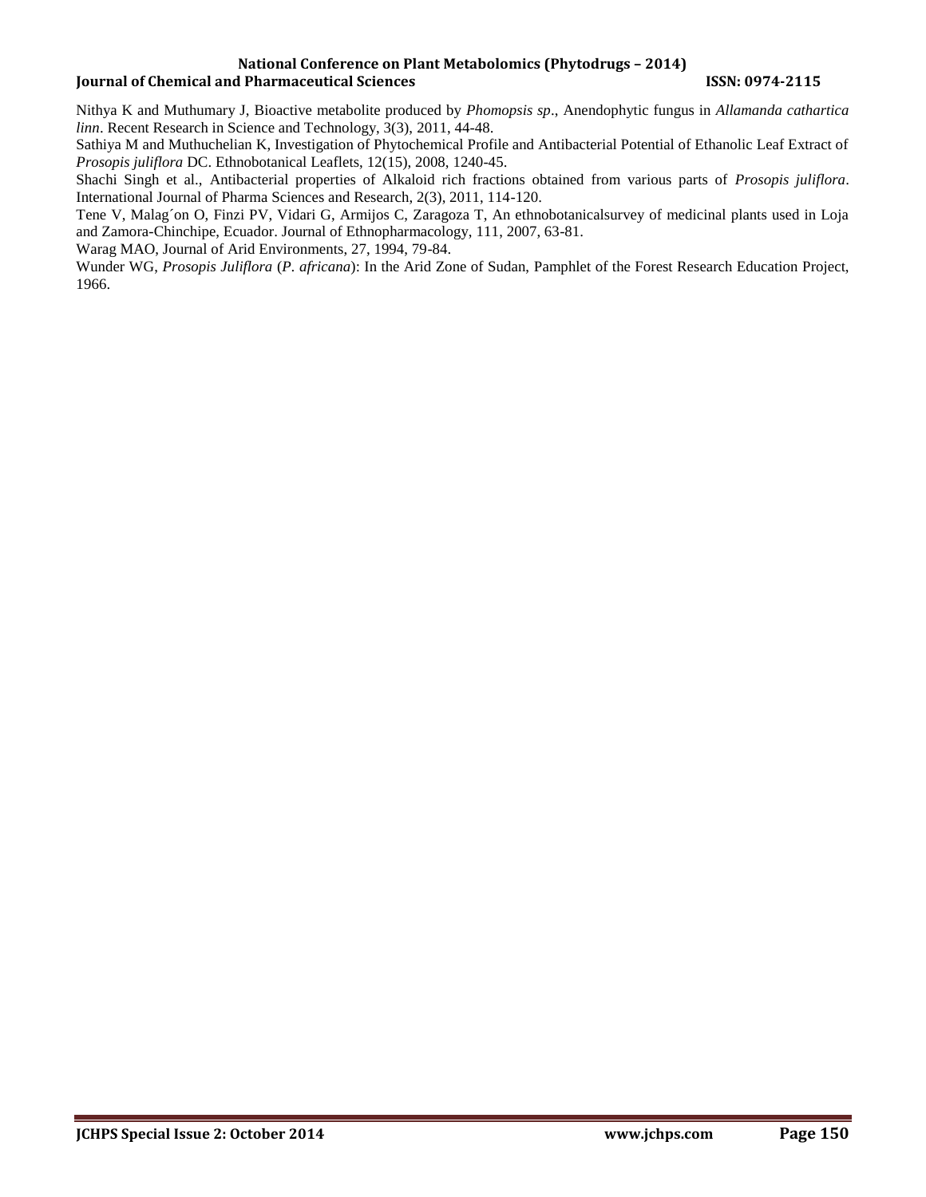Nithya K and Muthumary J, Bioactive metabolite produced by *Phomopsis sp*., Anendophytic fungus in *Allamanda cathartica linn*. Recent Research in Science and Technology, 3(3), 2011, 44-48.

Sathiya M and Muthuchelian K, Investigation of Phytochemical Profile and Antibacterial Potential of Ethanolic Leaf Extract of *Prosopis juliflora* DC. Ethnobotanical Leaflets, 12(15), 2008, 1240-45.

Shachi Singh et al., Antibacterial properties of Alkaloid rich fractions obtained from various parts of *Prosopis juliflora*. International Journal of Pharma Sciences and Research, 2(3), 2011, 114-120.

Tene V, Malag´on O, Finzi PV, Vidari G, Armijos C, Zaragoza T, An ethnobotanicalsurvey of medicinal plants used in Loja and Zamora-Chinchipe, Ecuador. Journal of Ethnopharmacology, 111, 2007, 63-81.

Warag MAO, Journal of Arid Environments, 27, 1994, 79-84.

Wunder WG, *Prosopis Juliflora* (*P. africana*): In the Arid Zone of Sudan, Pamphlet of the Forest Research Education Project, 1966.